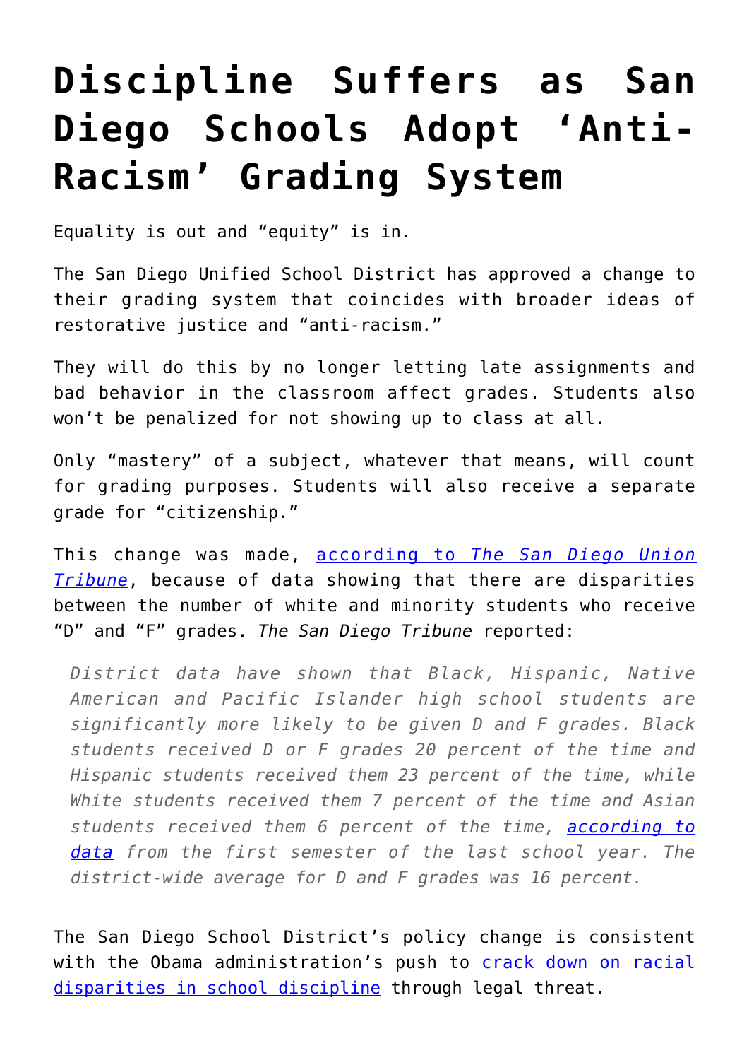# Discipline Suffers as San Diego Schools Adopt 'Anti-Racism' Grading System

Equality is out and "equity" is in.

The San Diego Unified School District has approved a change to their grading system that coincides with broader ideas of restorative justice and "anti-racism."

They will do this by no longer letting late assignments and bad behavior in the classroom affect grades. Students also won't be penalized for not showing up to class at all.

Only "mastery" of a subject, whatever that means, will count for grading purposes. Students will also receive a separate grade for "citizenship."

This change was made, [according to *The San Diego Union Tribune*](), because of data showing that there are disparities between the number of white and minority students who receive "D" and "F" grades. *The San Diego Tribune* reported:

> *District data have shown that Black, Hispanic, Native American and Pacific Islander high school students are significantly more likely to be given D and F grades. Black students received D or F grades 20 percent of the time and Hispanic students received them 23 percent of the time, while White students received them 7 percent of the time and Asian students received them 6 percent of the time, [according to data]() from the first semester of the last school year. The district-wide average for D and F grades was 16 percent.*

The San Diego School District's policy change is consistent with the Obama administration's push to [crack down on racial disparities in school discipline]() through legal threat.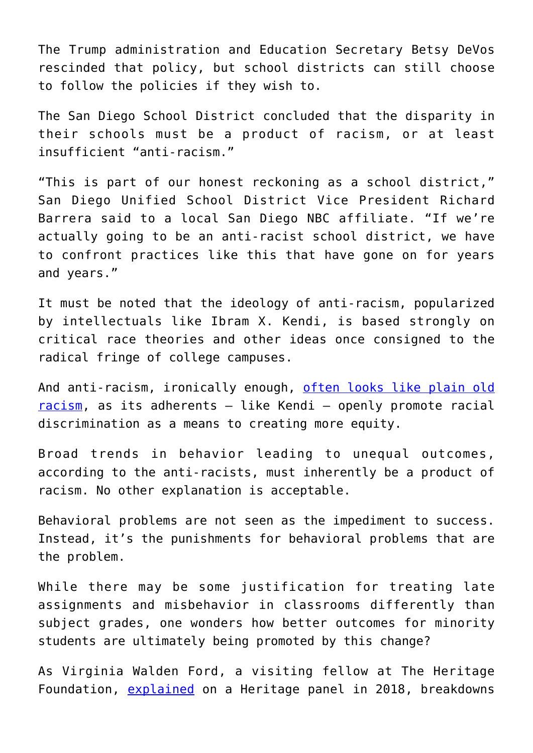The Trump administration and Education Secretary Betsy DeVos rescinded that policy, but school districts can still choose to follow the policies if they wish to.

The San Diego School District concluded that the disparity in their schools must be a product of racism, or at least insufficient "anti-racism."

"This is part of our honest reckoning as a school district," San Diego Unified School District Vice President Richard Barrera said to a local San Diego NBC affiliate. "If we're actually going to be an anti-racist school district, we have to confront practices like this that have gone on for years and years."

It must be noted that the ideology of anti-racism, popularized by intellectuals like Ibram X. Kendi, is based strongly on critical race theories and other ideas once consigned to the radical fringe of college campuses.

And anti-racism, ironically enough, often looks like plain old racism, as its adherents – like Kendi – openly promote racial discrimination as a means to creating more equity.

Broad trends in behavior leading to unequal outcomes, according to the anti-racists, must inherently be a product of racism. No other explanation is acceptable.

Behavioral problems are not seen as the impediment to success. Instead, it's the punishments for behavioral problems that are the problem.

While there may be some justification for treating late assignments and misbehavior in classrooms differently than subject grades, one wonders how better outcomes for minority students are ultimately being promoted by this change?

As Virginia Walden Ford, a visiting fellow at The Heritage Foundation, explained on a Heritage panel in 2018, breakdowns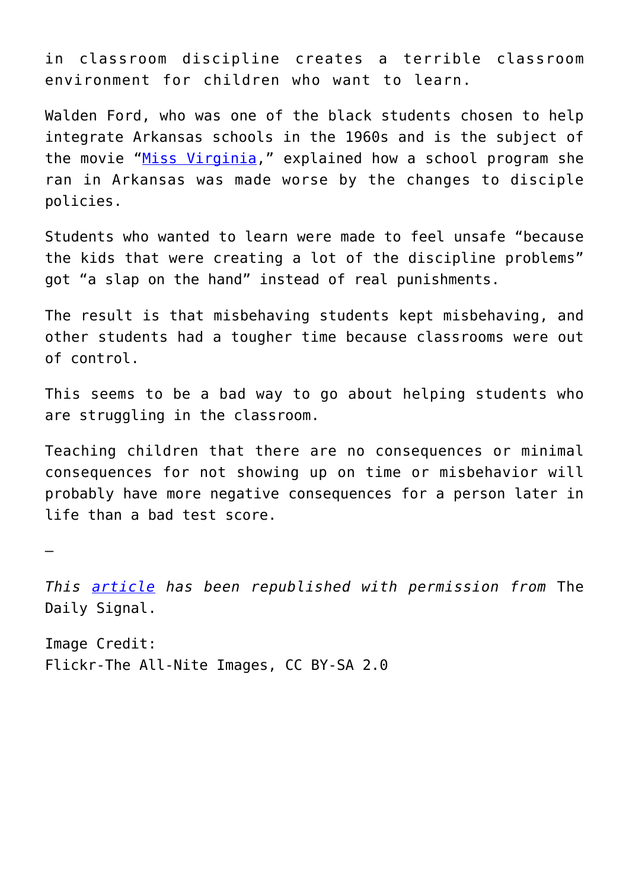in classroom discipline creates a terrible classroom environment for children who want to learn.

Walden Ford, who was one of the black students chosen to help integrate Arkansas schools in the 1960s and is the subject of the movie "Miss Virginia," explained how a school program she ran in Arkansas was made worse by the changes to disciple policies.

Students who wanted to learn were made to feel unsafe "because the kids that were creating a lot of the discipline problems" got "a slap on the hand" instead of real punishments.

The result is that misbehaving students kept misbehaving, and other students had a tougher time because classrooms were out of control.

This seems to be a bad way to go about helping students who are struggling in the classroom.

Teaching children that there are no consequences or minimal consequences for not showing up on time or misbehavior will probably have more negative consequences for a person later in life than a bad test score.

—

*This article has been republished with permission from* The Daily Signal.

Image Credit:
Flickr-The All-Nite Images, CC BY-SA 2.0